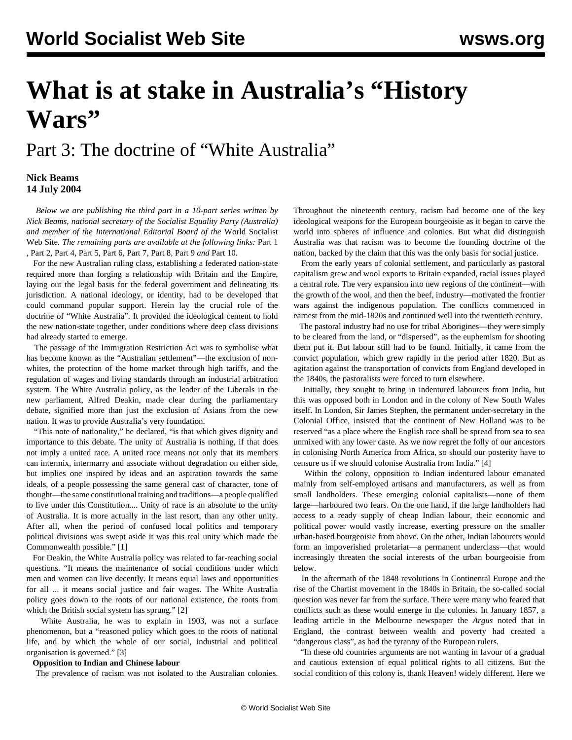# What is at stake in Australia's "History Wars"

## Part 3: The doctrine of "White Australia"

**Nick Beams**
**14 July 2004**

*Below we are publishing the third part in a 10-part series written by Nick Beams, national secretary of the Socialist Equality Party (Australia) and member of the International Editorial Board of the* World Socialist Web Site*. The remaining parts are available at the following links:* Part 1 , Part 2, Part 4, Part 5, Part 6, Part 7, Part 8, Part 9 *and* Part 10*.*

For the new Australian ruling class, establishing a federated nation-state required more than forging a relationship with Britain and the Empire, laying out the legal basis for the federal government and delineating its jurisdiction. A national ideology, or identity, had to be developed that could command popular support. Herein lay the crucial role of the doctrine of "White Australia". It provided the ideological cement to hold the new nation-state together, under conditions where deep class divisions had already started to emerge.

The passage of the Immigration Restriction Act was to symbolise what has become known as the "Australian settlement"—the exclusion of non-whites, the protection of the home market through high tariffs, and the regulation of wages and living standards through an industrial arbitration system. The White Australia policy, as the leader of the Liberals in the new parliament, Alfred Deakin, made clear during the parliamentary debate, signified more than just the exclusion of Asians from the new nation. It was to provide Australia's very foundation.

"This note of nationality," he declared, "is that which gives dignity and importance to this debate. The unity of Australia is nothing, if that does not imply a united race. A united race means not only that its members can intermix, intermarry and associate without degradation on either side, but implies one inspired by ideas and an aspiration towards the same ideals, of a people possessing the same general cast of character, tone of thought—the same constitutional training and traditions—a people qualified to live under this Constitution.... Unity of race is an absolute to the unity of Australia. It is more actually in the last resort, than any other unity. After all, when the period of confused local politics and temporary political divisions was swept aside it was this real unity which made the Commonwealth possible." [1]

For Deakin, the White Australia policy was related to far-reaching social questions. "It means the maintenance of social conditions under which men and women can live decently. It means equal laws and opportunities for all ... it means social justice and fair wages. The White Australia policy goes down to the roots of our national existence, the roots from which the British social system has sprung." [2]

White Australia, he was to explain in 1903, was not a surface phenomenon, but a "reasoned policy which goes to the roots of national life, and by which the whole of our social, industrial and political organisation is governed." [3]

**Opposition to Indian and Chinese labour**

The prevalence of racism was not isolated to the Australian colonies. Throughout the nineteenth century, racism had become one of the key ideological weapons for the European bourgeoisie as it began to carve the world into spheres of influence and colonies. But what did distinguish Australia was that racism was to become the founding doctrine of the nation, backed by the claim that this was the only basis for social justice.

From the early years of colonial settlement, and particularly as pastoral capitalism grew and wool exports to Britain expanded, racial issues played a central role. The very expansion into new regions of the continent—with the growth of the wool, and then the beef, industry—motivated the frontier wars against the indigenous population. The conflicts commenced in earnest from the mid-1820s and continued well into the twentieth century.

The pastoral industry had no use for tribal Aborigines—they were simply to be cleared from the land, or "dispersed", as the euphemism for shooting them put it. But labour still had to be found. Initially, it came from the convict population, which grew rapidly in the period after 1820. But as agitation against the transportation of convicts from England developed in the 1840s, the pastoralists were forced to turn elsewhere.

Initially, they sought to bring in indentured labourers from India, but this was opposed both in London and in the colony of New South Wales itself. In London, Sir James Stephen, the permanent under-secretary in the Colonial Office, insisted that the continent of New Holland was to be reserved "as a place where the English race shall be spread from sea to sea unmixed with any lower caste. As we now regret the folly of our ancestors in colonising North America from Africa, so should our posterity have to censure us if we should colonise Australia from India." [4]

Within the colony, opposition to Indian indentured labour emanated mainly from self-employed artisans and manufacturers, as well as from small landholders. These emerging colonial capitalists—none of them large—harboured two fears. On the one hand, if the large landholders had access to a ready supply of cheap Indian labour, their economic and political power would vastly increase, exerting pressure on the smaller urban-based bourgeoisie from above. On the other, Indian labourers would form an impoverished proletariat—a permanent underclass—that would increasingly threaten the social interests of the urban bourgeoisie from below.

In the aftermath of the 1848 revolutions in Continental Europe and the rise of the Chartist movement in the 1840s in Britain, the so-called social question was never far from the surface. There were many who feared that conflicts such as these would emerge in the colonies. In January 1857, a leading article in the Melbourne newspaper the *Argus* noted that in England, the contrast between wealth and poverty had created a "dangerous class", as had the tyranny of the European rulers.

"In these old countries arguments are not wanting in favour of a gradual and cautious extension of equal political rights to all citizens. But the social condition of this colony is, thank Heaven! widely different. Here we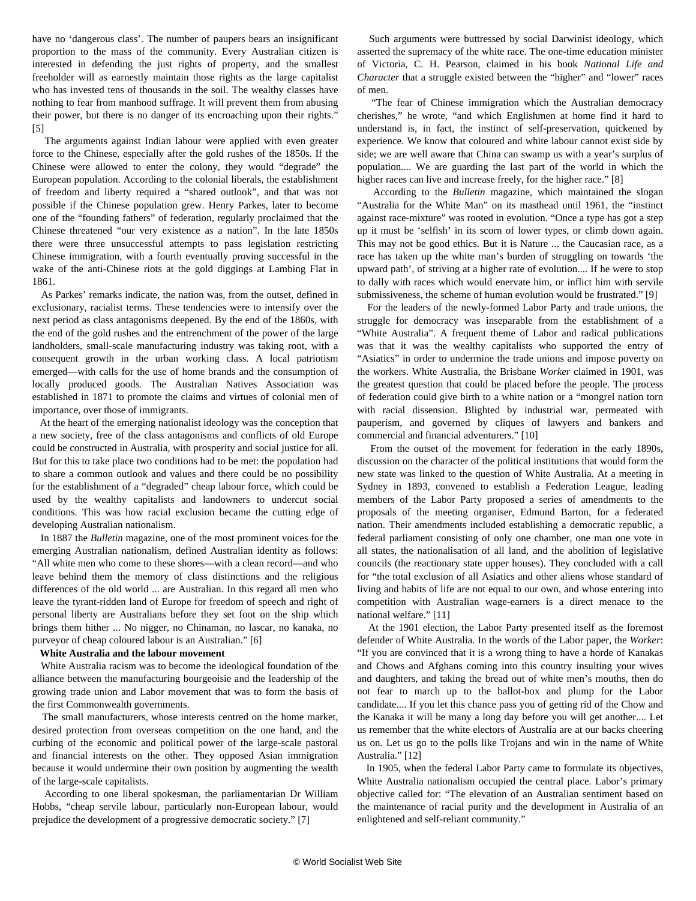have no 'dangerous class'. The number of paupers bears an insignificant proportion to the mass of the community. Every Australian citizen is interested in defending the just rights of property, and the smallest freeholder will as earnestly maintain those rights as the large capitalist who has invested tens of thousands in the soil. The wealthy classes have nothing to fear from manhood suffrage. It will prevent them from abusing their power, but there is no danger of its encroaching upon their rights." [5]

The arguments against Indian labour were applied with even greater force to the Chinese, especially after the gold rushes of the 1850s. If the Chinese were allowed to enter the colony, they would "degrade" the European population. According to the colonial liberals, the establishment of freedom and liberty required a "shared outlook", and that was not possible if the Chinese population grew. Henry Parkes, later to become one of the "founding fathers" of federation, regularly proclaimed that the Chinese threatened "our very existence as a nation". In the late 1850s there were three unsuccessful attempts to pass legislation restricting Chinese immigration, with a fourth eventually proving successful in the wake of the anti-Chinese riots at the gold diggings at Lambing Flat in 1861.

As Parkes' remarks indicate, the nation was, from the outset, defined in exclusionary, racialist terms. These tendencies were to intensify over the next period as class antagonisms deepened. By the end of the 1860s, with the end of the gold rushes and the entrenchment of the power of the large landholders, small-scale manufacturing industry was taking root, with a consequent growth in the urban working class. A local patriotism emerged—with calls for the use of home brands and the consumption of locally produced goods. The Australian Natives Association was established in 1871 to promote the claims and virtues of colonial men of importance, over those of immigrants.

At the heart of the emerging nationalist ideology was the conception that a new society, free of the class antagonisms and conflicts of old Europe could be constructed in Australia, with prosperity and social justice for all. But for this to take place two conditions had to be met: the population had to share a common outlook and values and there could be no possibility for the establishment of a "degraded" cheap labour force, which could be used by the wealthy capitalists and landowners to undercut social conditions. This was how racial exclusion became the cutting edge of developing Australian nationalism.

In 1887 the *Bulletin* magazine, one of the most prominent voices for the emerging Australian nationalism, defined Australian identity as follows: "All white men who come to these shores—with a clean record—and who leave behind them the memory of class distinctions and the religious differences of the old world ... are Australian. In this regard all men who leave the tyrant-ridden land of Europe for freedom of speech and right of personal liberty are Australians before they set foot on the ship which brings them hither ... No nigger, no Chinaman, no lascar, no kanaka, no purveyor of cheap coloured labour is an Australian." [6]

**White Australia and the labour movement**

White Australia racism was to become the ideological foundation of the alliance between the manufacturing bourgeoisie and the leadership of the growing trade union and Labor movement that was to form the basis of the first Commonwealth governments.

The small manufacturers, whose interests centred on the home market, desired protection from overseas competition on the one hand, and the curbing of the economic and political power of the large-scale pastoral and financial interests on the other. They opposed Asian immigration because it would undermine their own position by augmenting the wealth of the large-scale capitalists.

According to one liberal spokesman, the parliamentarian Dr William Hobbs, "cheap servile labour, particularly non-European labour, would prejudice the development of a progressive democratic society." [7]

Such arguments were buttressed by social Darwinist ideology, which asserted the supremacy of the white race. The one-time education minister of Victoria, C. H. Pearson, claimed in his book *National Life and Character* that a struggle existed between the "higher" and "lower" races of men.

"The fear of Chinese immigration which the Australian democracy cherishes," he wrote, "and which Englishmen at home find it hard to understand is, in fact, the instinct of self-preservation, quickened by experience. We know that coloured and white labour cannot exist side by side; we are well aware that China can swamp us with a year's surplus of population.... We are guarding the last part of the world in which the higher races can live and increase freely, for the higher race." [8]

According to the *Bulletin* magazine, which maintained the slogan "Australia for the White Man" on its masthead until 1961, the "instinct against race-mixture" was rooted in evolution. "Once a type has got a step up it must be 'selfish' in its scorn of lower types, or climb down again. This may not be good ethics. But it is Nature ... the Caucasian race, as a race has taken up the white man's burden of struggling on towards 'the upward path', of striving at a higher rate of evolution.... If he were to stop to dally with races which would enervate him, or inflict him with servile submissiveness, the scheme of human evolution would be frustrated." [9]

For the leaders of the newly-formed Labor Party and trade unions, the struggle for democracy was inseparable from the establishment of a "White Australia". A frequent theme of Labor and radical publications was that it was the wealthy capitalists who supported the entry of "Asiatics" in order to undermine the trade unions and impose poverty on the workers. White Australia, the Brisbane *Worker* claimed in 1901, was the greatest question that could be placed before the people. The process of federation could give birth to a white nation or a "mongrel nation torn with racial dissension. Blighted by industrial war, permeated with pauperism, and governed by cliques of lawyers and bankers and commercial and financial adventurers." [10]

From the outset of the movement for federation in the early 1890s, discussion on the character of the political institutions that would form the new state was linked to the question of White Australia. At a meeting in Sydney in 1893, convened to establish a Federation League, leading members of the Labor Party proposed a series of amendments to the proposals of the meeting organiser, Edmund Barton, for a federated nation. Their amendments included establishing a democratic republic, a federal parliament consisting of only one chamber, one man one vote in all states, the nationalisation of all land, and the abolition of legislative councils (the reactionary state upper houses). They concluded with a call for "the total exclusion of all Asiatics and other aliens whose standard of living and habits of life are not equal to our own, and whose entering into competition with Australian wage-earners is a direct menace to the national welfare." [11]

At the 1901 election, the Labor Party presented itself as the foremost defender of White Australia. In the words of the Labor paper, the *Worker*: "If you are convinced that it is a wrong thing to have a horde of Kanakas and Chows and Afghans coming into this country insulting your wives and daughters, and taking the bread out of white men's mouths, then do not fear to march up to the ballot-box and plump for the Labor candidate.... If you let this chance pass you of getting rid of the Chow and the Kanaka it will be many a long day before you will get another.... Let us remember that the white electors of Australia are at our backs cheering us on. Let us go to the polls like Trojans and win in the name of White Australia." [12]

In 1905, when the federal Labor Party came to formulate its objectives, White Australia nationalism occupied the central place. Labor's primary objective called for: "The elevation of an Australian sentiment based on the maintenance of racial purity and the development in Australia of an enlightened and self-reliant community."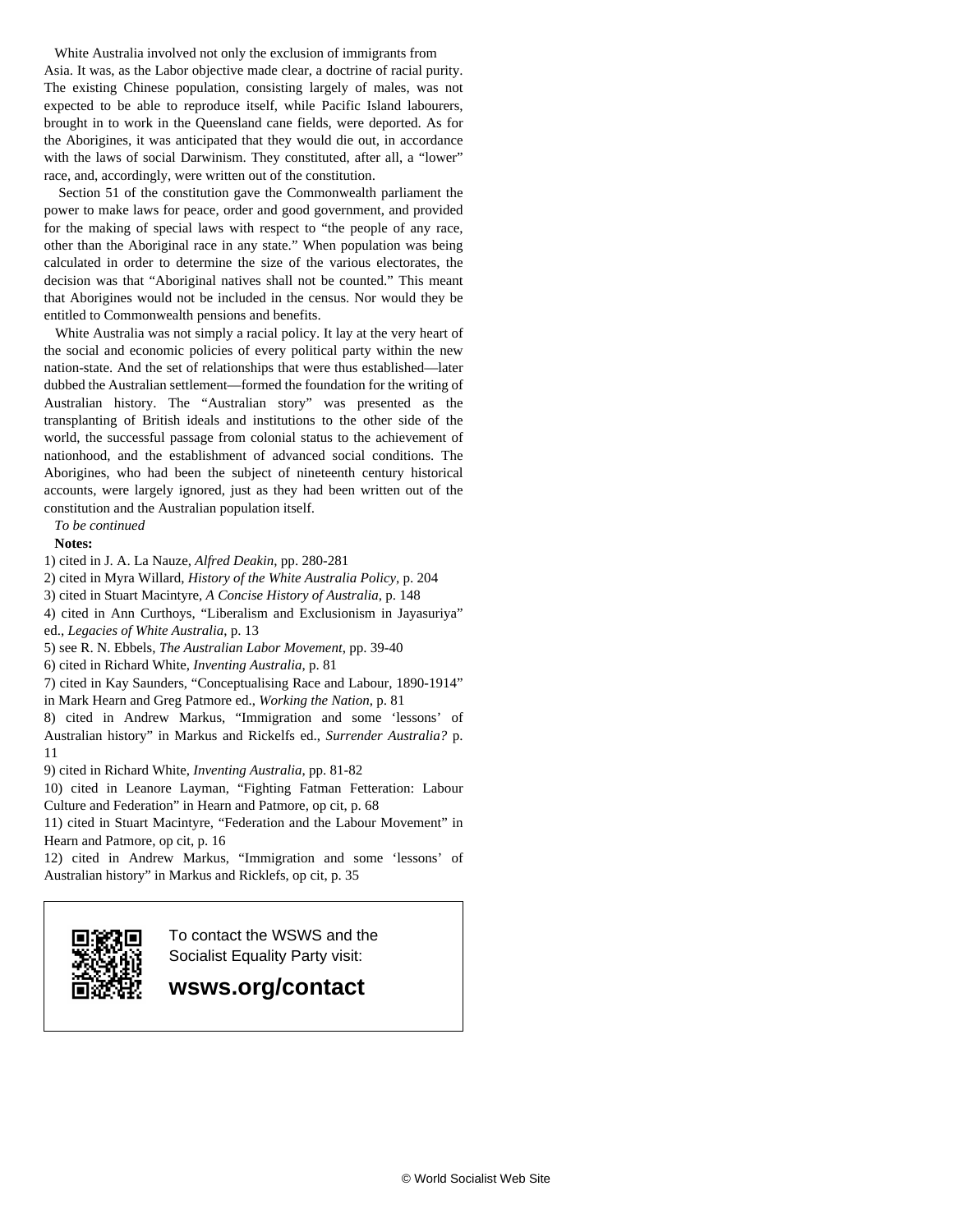White Australia involved not only the exclusion of immigrants from Asia. It was, as the Labor objective made clear, a doctrine of racial purity. The existing Chinese population, consisting largely of males, was not expected to be able to reproduce itself, while Pacific Island labourers, brought in to work in the Queensland cane fields, were deported. As for the Aborigines, it was anticipated that they would die out, in accordance with the laws of social Darwinism. They constituted, after all, a "lower" race, and, accordingly, were written out of the constitution.

Section 51 of the constitution gave the Commonwealth parliament the power to make laws for peace, order and good government, and provided for the making of special laws with respect to "the people of any race, other than the Aboriginal race in any state." When population was being calculated in order to determine the size of the various electorates, the decision was that "Aboriginal natives shall not be counted." This meant that Aborigines would not be included in the census. Nor would they be entitled to Commonwealth pensions and benefits.

White Australia was not simply a racial policy. It lay at the very heart of the social and economic policies of every political party within the new nation-state. And the set of relationships that were thus established—later dubbed the Australian settlement—formed the foundation for the writing of Australian history. The "Australian story" was presented as the transplanting of British ideals and institutions to the other side of the world, the successful passage from colonial status to the achievement of nationhood, and the establishment of advanced social conditions. The Aborigines, who had been the subject of nineteenth century historical accounts, were largely ignored, just as they had been written out of the constitution and the Australian population itself.

*To be continued*

**Notes:**

1) cited in J. A. La Nauze, *Alfred Deakin*, pp. 280-281
2) cited in Myra Willard, *History of the White Australia Policy*, p. 204
3) cited in Stuart Macintyre, *A Concise History of Australia*, p. 148
4) cited in Ann Curthoys, "Liberalism and Exclusionism in Jayasuriya" ed., *Legacies of White Australia*, p. 13
5) see R. N. Ebbels, *The Australian Labor Movement*, pp. 39-40
6) cited in Richard White, *Inventing Australia*, p. 81
7) cited in Kay Saunders, "Conceptualising Race and Labour, 1890-1914" in Mark Hearn and Greg Patmore ed., *Working the Nation*, p. 81
8) cited in Andrew Markus, "Immigration and some 'lessons' of Australian history" in Markus and Rickelfs ed., *Surrender Australia?* p. 11
9) cited in Richard White, *Inventing Australia*, pp. 81-82
10) cited in Leanore Layman, "Fighting Fatman Fetteration: Labour Culture and Federation" in Hearn and Patmore, op cit, p. 68
11) cited in Stuart Macintyre, "Federation and the Labour Movement" in Hearn and Patmore, op cit, p. 16
12) cited in Andrew Markus, "Immigration and some 'lessons' of Australian history" in Markus and Ricklefs, op cit, p. 35

To contact the WSWS and the Socialist Equality Party visit:

**wsws.org/contact**